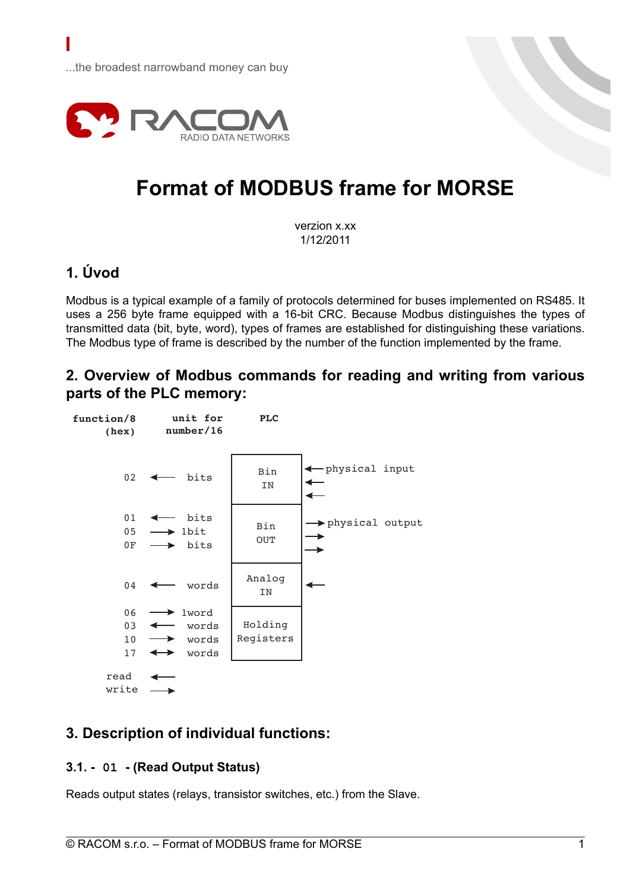...the broadest narrowband money can buy

RACOM
RADIO DATA NETWORKS

# Format of MODBUS frame for MORSE

verzion x.xx
1/12/2011

## 1. Úvod

Modbus is a typical example of a family of protocols determined for buses implemented on RS485. It uses a 256 byte frame equipped with a 16-bit CRC. Because Modbus distinguishes the types of transmitted data (bit, byte, word), types of frames are established for distinguishing these variations. The Modbus type of frame is described by the number of the function implemented by the frame.

## 2. Overview of Modbus commands for reading and writing from various parts of the PLC memory:

```
function/8        unit for       PLC
  (hex)           number/16

                              +----------+
    02    <---    bits        |   Bin    | <--physical input
                              |   IN     | <--
                              |          | <--
                              +----------+
    01    <---    bits        |          | -->physical output
    05    --->   1bit         |   Bin    | -->
    0F    --->    bits        |   OUT    | -->
                              +----------+
    04    <---    words       |  Analog  | <--
                              |   IN     |
                              +----------+
    06    --->   1word        |          |
    03    <---    words       | Holding  |
    10    --->    words       | Registers|
    17    <-->    words       |          |
                              +----------+
  read    <---
  write   --->
```

## 3. Description of individual functions:

### 3.1. - 01 - (Read Output Status)

Reads output states (relays, transistor switches, etc.) from the Slave.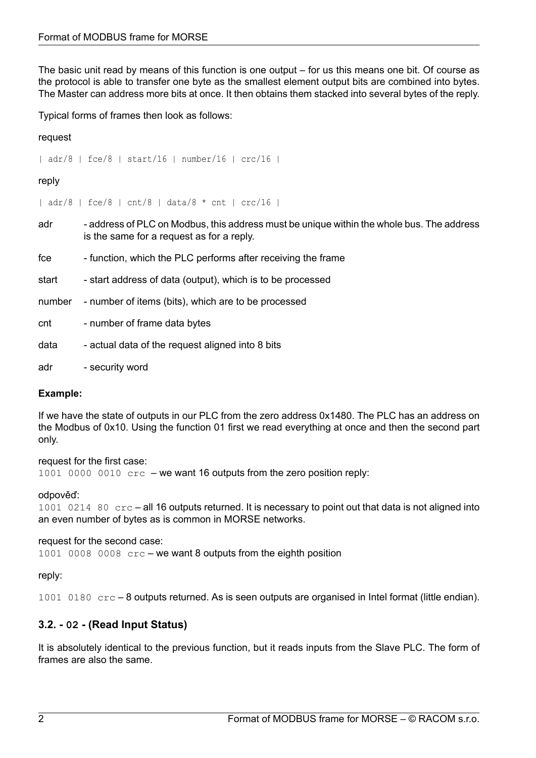The basic unit read by means of this function is one output – for us this means one bit. Of course as the protocol is able to transfer one byte as the smallest element output bits are combined into bytes. The Master can address more bits at once. It then obtains them stacked into several bytes of the reply.

Typical forms of frames then look as follows:

request

```
| adr/8 | fce/8 | start/16 | number/16 | crc/16 |
```

reply

```
| adr/8 | fce/8 | cnt/8 | data/8 * cnt | crc/16 |
```

adr - address of PLC on Modbus, this address must be unique within the whole bus. The address is the same for a request as for a reply.

fce - function, which the PLC performs after receiving the frame

start - start address of data (output), which is to be processed

number - number of items (bits), which are to be processed

cnt - number of frame data bytes

data - actual data of the request aligned into 8 bits

adr - security word

**Example:**

If we have the state of outputs in our PLC from the zero address 0x1480. The PLC has an address on the Modbus of 0x10. Using the function 01 first we read everything at once and then the second part only.

request for the first case:
`1001 0000 0010 crc` – we want 16 outputs from the zero position reply:

odpověď:
`1001 0214 80 crc` – all 16 outputs returned. It is necessary to point out that data is not aligned into an even number of bytes as is common in MORSE networks.

request for the second case:
`1001 0008 0008 crc` – we want 8 outputs from the eighth position

reply:

`1001 0180 crc` – 8 outputs returned. As is seen outputs are organised in Intel format (little endian).

### 3.2. - 02 - (Read Input Status)

It is absolutely identical to the previous function, but it reads inputs from the Slave PLC. The form of frames are also the same.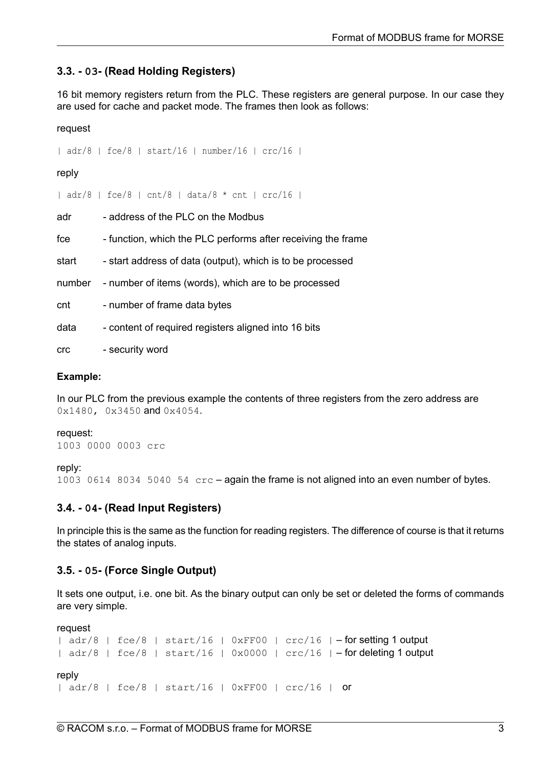### 3.3. - 03- (Read Holding Registers)

16 bit memory registers return from the PLC. These registers are general purpose. In our case they are used for cache and packet mode. The frames then look as follows:

request

```
| adr/8 | fce/8 | start/16 | number/16 | crc/16 |
```

reply

```
| adr/8 | fce/8 | cnt/8 | data/8 * cnt | crc/16 |
```

adr - address of the PLC on the Modbus

fce - function, which the PLC performs after receiving the frame

start - start address of data (output), which is to be processed

number - number of items (words), which are to be processed

cnt - number of frame data bytes

data - content of required registers aligned into 16 bits

crc - security word

**Example:**

In our PLC from the previous example the contents of three registers from the zero address are `0x1480, 0x3450` and `0x4054`.

request:
`1003 0000 0003 crc`

reply:
`1003 0614 8034 5040 54 crc` – again the frame is not aligned into an even number of bytes.

### 3.4. - 04- (Read Input Registers)

In principle this is the same as the function for reading registers. The difference of course is that it returns the states of analog inputs.

### 3.5. - 05- (Force Single Output)

It sets one output, i.e. one bit. As the binary output can only be set or deleted the forms of commands are very simple.

request
`| adr/8 | fce/8 | start/16 | 0xFF00 | crc/16 |` – for setting 1 output
`| adr/8 | fce/8 | start/16 | 0x0000 | crc/16 |` – for deleting 1 output

reply
`| adr/8 | fce/8 | start/16 | 0xFF00 | crc/16 |` or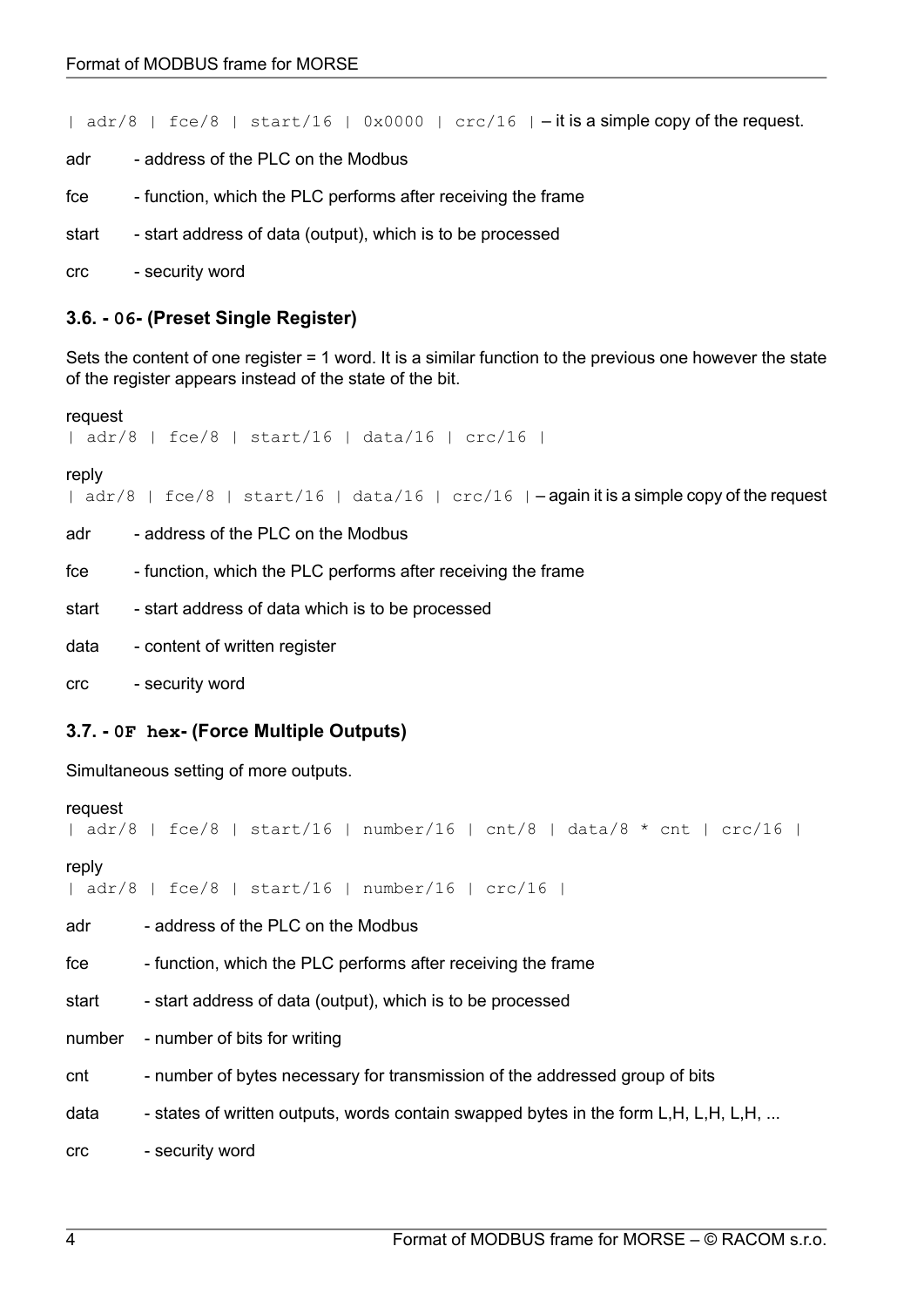`| adr/8 | fce/8 | start/16 | 0x0000 | crc/16 |` – it is a simple copy of the request.

adr - address of the PLC on the Modbus

fce - function, which the PLC performs after receiving the frame

start - start address of data (output), which is to be processed

crc - security word

### 3.6. - `06`- (Preset Single Register)

Sets the content of one register = 1 word. It is a similar function to the previous one however the state of the register appears instead of the state of the bit.

request
`| adr/8 | fce/8 | start/16 | data/16 | crc/16 |`

reply
`| adr/8 | fce/8 | start/16 | data/16 | crc/16 |` – again it is a simple copy of the request

adr - address of the PLC on the Modbus

fce - function, which the PLC performs after receiving the frame

start - start address of data which is to be processed

data - content of written register

crc - security word

### 3.7. - `0F hex`- (Force Multiple Outputs)

Simultaneous setting of more outputs.

request
`| adr/8 | fce/8 | start/16 | number/16 | cnt/8 | data/8 * cnt | crc/16 |`

reply
`| adr/8 | fce/8 | start/16 | number/16 | crc/16 |`

adr - address of the PLC on the Modbus

fce - function, which the PLC performs after receiving the frame

start - start address of data (output), which is to be processed

number - number of bits for writing

cnt - number of bytes necessary for transmission of the addressed group of bits

data - states of written outputs, words contain swapped bytes in the form L,H, L,H, L,H, ...

crc - security word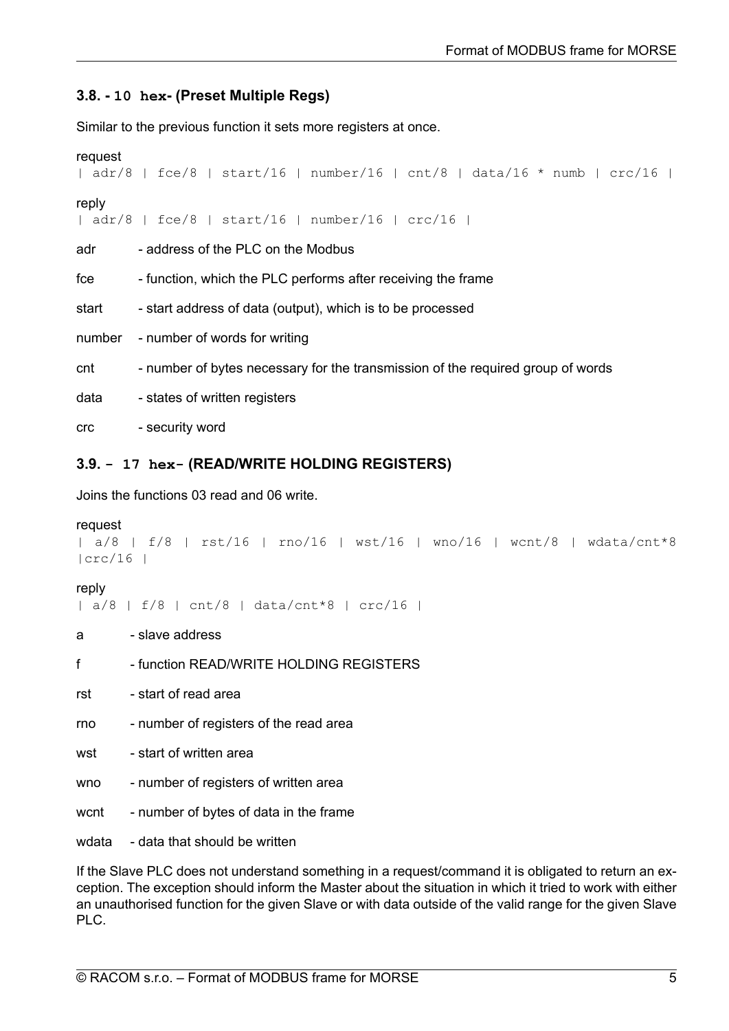### 3.8. - `10 hex`- (Preset Multiple Regs)

Similar to the previous function it sets more registers at once.

request

```
| adr/8 | fce/8 | start/16 | number/16 | cnt/8 | data/16 * numb | crc/16 |
```

reply

```
| adr/8 | fce/8 | start/16 | number/16 | crc/16 |
```

adr - address of the PLC on the Modbus

fce - function, which the PLC performs after receiving the frame

start - start address of data (output), which is to be processed

number - number of words for writing

cnt - number of bytes necessary for the transmission of the required group of words

data - states of written registers

crc - security word

### 3.9. - `17 hex`- (READ/WRITE HOLDING REGISTERS)

Joins the functions 03 read and 06 write.

request

```
| a/8 | f/8 | rst/16 | rno/16 | wst/16 | wno/16 | wcnt/8 | wdata/cnt*8
|crc/16 |
```

reply

```
| a/8 | f/8 | cnt/8 | data/cnt*8 | crc/16 |
```

a - slave address

f - function READ/WRITE HOLDING REGISTERS

rst - start of read area

rno - number of registers of the read area

wst - start of written area

wno - number of registers of written area

wcnt - number of bytes of data in the frame

wdata - data that should be written

If the Slave PLC does not understand something in a request/command it is obligated to return an exception. The exception should inform the Master about the situation in which it tried to work with either an unauthorised function for the given Slave or with data outside of the valid range for the given Slave PLC.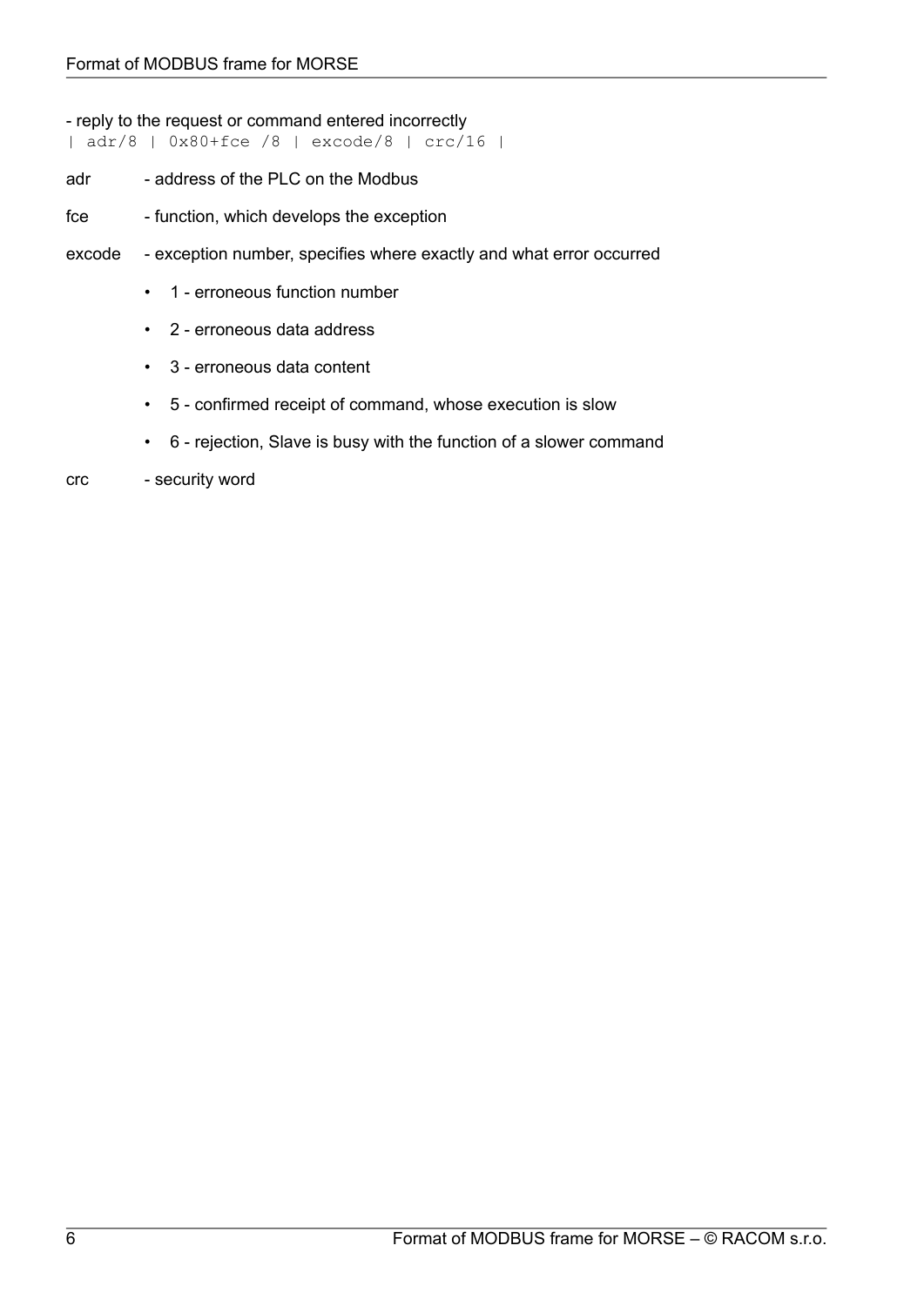- reply to the request or command entered incorrectly

```
| adr/8 | 0x80+fce /8 | excode/8 | crc/16 |
```

adr - address of the PLC on the Modbus

fce - function, which develops the exception

excode - exception number, specifies where exactly and what error occurred

- 1 - erroneous function number
- 2 - erroneous data address
- 3 - erroneous data content
- 5 - confirmed receipt of command, whose execution is slow
- 6 - rejection, Slave is busy with the function of a slower command

crc - security word